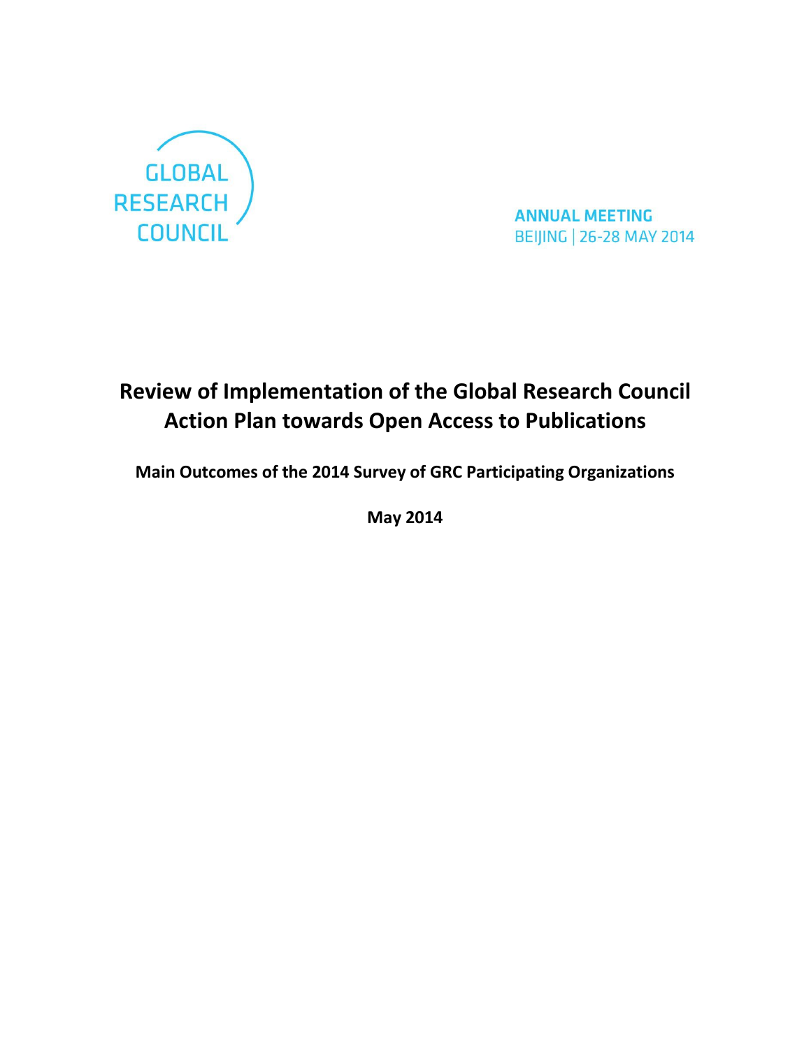GLOBAL RESEARCH COUNCIL

ANNUAL MEETING
BEIJING | 26-28 MAY 2014

# Review of Implementation of the Global Research Council Action Plan towards Open Access to Publications

**Main Outcomes of the 2014 Survey of GRC Participating Organizations**

**May 2014**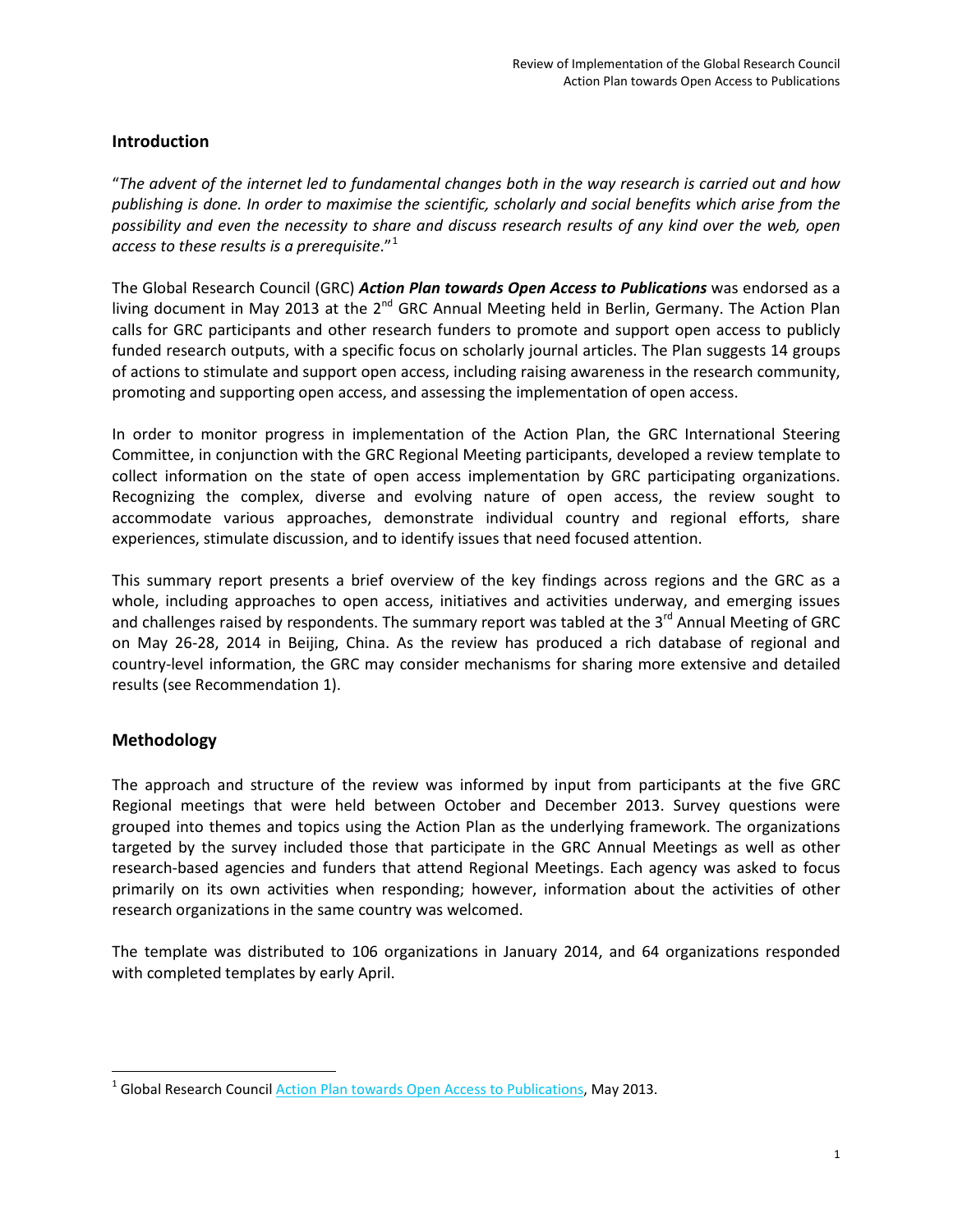## Introduction

"*The advent of the internet led to fundamental changes both in the way research is carried out and how publishing is done. In order to maximise the scientific, scholarly and social benefits which arise from the possibility and even the necessity to share and discuss research results of any kind over the web, open access to these results is a prerequisite*."[1]

The Global Research Council (GRC) ***Action Plan towards Open Access to Publications*** was endorsed as a living document in May 2013 at the 2nd GRC Annual Meeting held in Berlin, Germany. The Action Plan calls for GRC participants and other research funders to promote and support open access to publicly funded research outputs, with a specific focus on scholarly journal articles. The Plan suggests 14 groups of actions to stimulate and support open access, including raising awareness in the research community, promoting and supporting open access, and assessing the implementation of open access.

In order to monitor progress in implementation of the Action Plan, the GRC International Steering Committee, in conjunction with the GRC Regional Meeting participants, developed a review template to collect information on the state of open access implementation by GRC participating organizations. Recognizing the complex, diverse and evolving nature of open access, the review sought to accommodate various approaches, demonstrate individual country and regional efforts, share experiences, stimulate discussion, and to identify issues that need focused attention.

This summary report presents a brief overview of the key findings across regions and the GRC as a whole, including approaches to open access, initiatives and activities underway, and emerging issues and challenges raised by respondents. The summary report was tabled at the 3rd Annual Meeting of GRC on May 26-28, 2014 in Beijing, China. As the review has produced a rich database of regional and country-level information, the GRC may consider mechanisms for sharing more extensive and detailed results (see Recommendation 1).

## Methodology

The approach and structure of the review was informed by input from participants at the five GRC Regional meetings that were held between October and December 2013. Survey questions were grouped into themes and topics using the Action Plan as the underlying framework. The organizations targeted by the survey included those that participate in the GRC Annual Meetings as well as other research-based agencies and funders that attend Regional Meetings. Each agency was asked to focus primarily on its own activities when responding; however, information about the activities of other research organizations in the same country was welcomed.

The template was distributed to 106 organizations in January 2014, and 64 organizations responded with completed templates by early April.

---

[1] Global Research Council Action Plan towards Open Access to Publications, May 2013.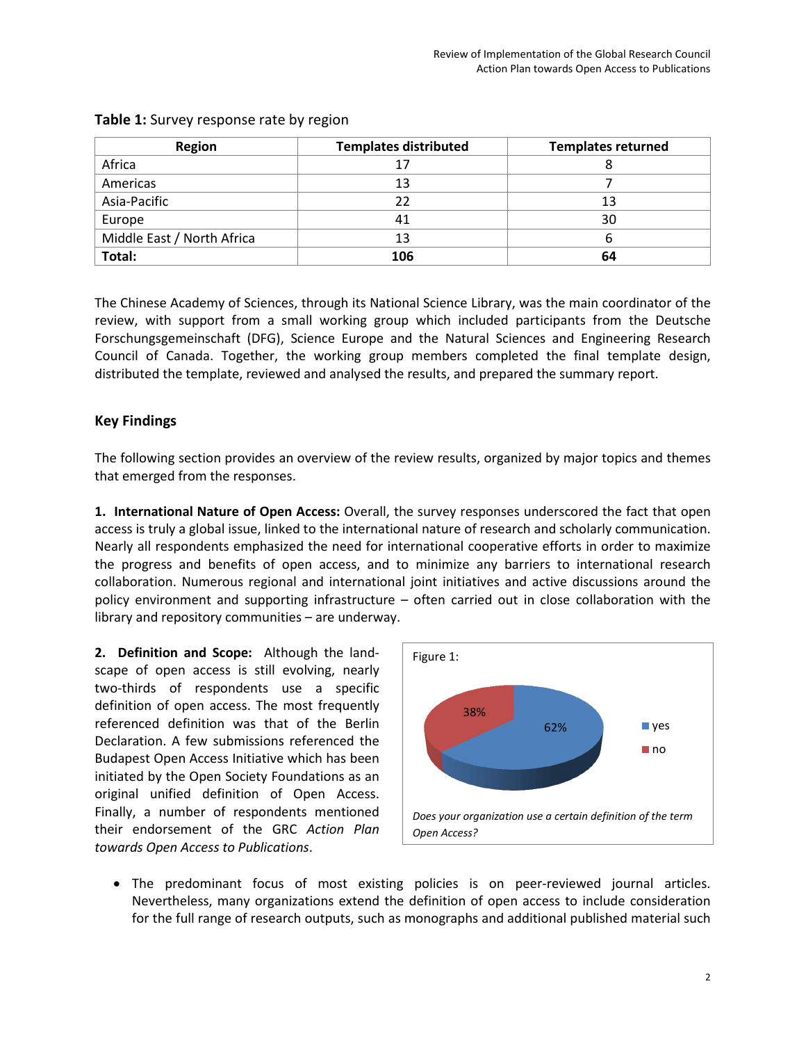**Table 1:** Survey response rate by region

| Region | Templates distributed | Templates returned |
|---|---|---|
| Africa | 17 | 8 |
| Americas | 13 | 7 |
| Asia-Pacific | 22 | 13 |
| Europe | 41 | 30 |
| Middle East / North Africa | 13 | 6 |
| **Total:** | **106** | **64** |

The Chinese Academy of Sciences, through its National Science Library, was the main coordinator of the review, with support from a small working group which included participants from the Deutsche Forschungsgemeinschaft (DFG), Science Europe and the Natural Sciences and Engineering Research Council of Canada. Together, the working group members completed the final template design, distributed the template, reviewed and analysed the results, and prepared the summary report.

## Key Findings

The following section provides an overview of the review results, organized by major topics and themes that emerged from the responses.

**1. International Nature of Open Access:** Overall, the survey responses underscored the fact that open access is truly a global issue, linked to the international nature of research and scholarly communication. Nearly all respondents emphasized the need for international cooperative efforts in order to maximize the progress and benefits of open access, and to minimize any barriers to international research collaboration. Numerous regional and international joint initiatives and active discussions around the policy environment and supporting infrastructure – often carried out in close collaboration with the library and repository communities – are underway.

**2. Definition and Scope:** Although the landscape of open access is still evolving, nearly two-thirds of respondents use a specific definition of open access. The most frequently referenced definition was that of the Berlin Declaration. A few submissions referenced the Budapest Open Access Initiative which has been initiated by the Open Society Foundations as an original unified definition of Open Access. Finally, a number of respondents mentioned their endorsement of the GRC *Action Plan towards Open Access to Publications*.

Figure 1:

| Response | Share |
|---|---|
| yes | 62% |
| no | 38% |

*Does your organization use a certain definition of the term Open Access?*

- The predominant focus of most existing policies is on peer-reviewed journal articles. Nevertheless, many organizations extend the definition of open access to include consideration for the full range of research outputs, such as monographs and additional published material such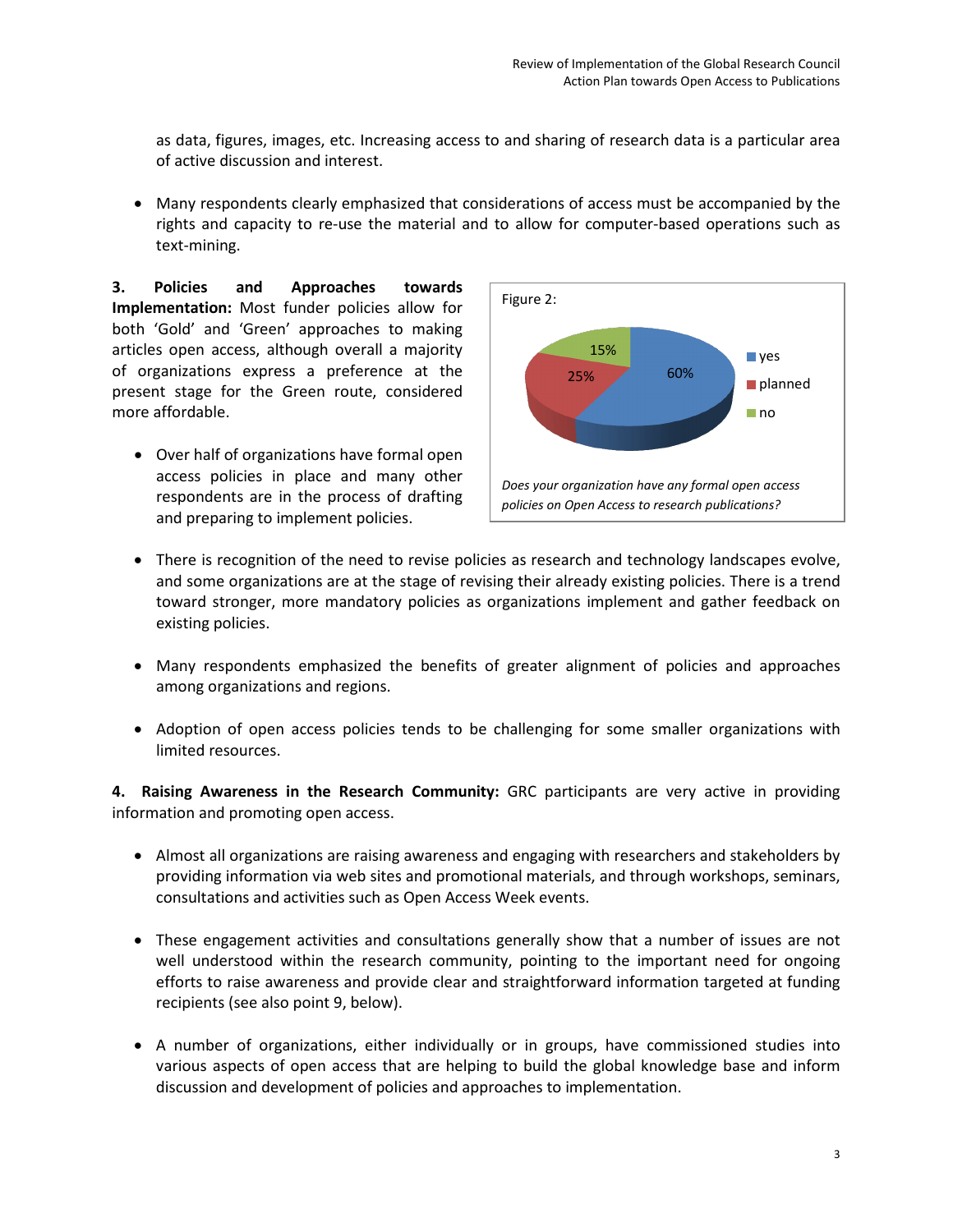as data, figures, images, etc. Increasing access to and sharing of research data is a particular area of active discussion and interest.

- Many respondents clearly emphasized that considerations of access must be accompanied by the rights and capacity to re-use the material and to allow for computer-based operations such as text-mining.

**3. Policies and Approaches towards Implementation:** Most funder policies allow for both 'Gold' and 'Green' approaches to making articles open access, although overall a majority of organizations express a preference at the present stage for the Green route, considered more affordable.

- Over half of organizations have formal open access policies in place and many other respondents are in the process of drafting and preparing to implement policies.

Figure 2:

| Response | Share |
|---|---|
| yes | 60% |
| planned | 25% |
| no | 15% |

*Does your organization have any formal open access policies on Open Access to research publications?*

- There is recognition of the need to revise policies as research and technology landscapes evolve, and some organizations are at the stage of revising their already existing policies. There is a trend toward stronger, more mandatory policies as organizations implement and gather feedback on existing policies.

- Many respondents emphasized the benefits of greater alignment of policies and approaches among organizations and regions.

- Adoption of open access policies tends to be challenging for some smaller organizations with limited resources.

**4. Raising Awareness in the Research Community:** GRC participants are very active in providing information and promoting open access.

- Almost all organizations are raising awareness and engaging with researchers and stakeholders by providing information via web sites and promotional materials, and through workshops, seminars, consultations and activities such as Open Access Week events.

- These engagement activities and consultations generally show that a number of issues are not well understood within the research community, pointing to the important need for ongoing efforts to raise awareness and provide clear and straightforward information targeted at funding recipients (see also point 9, below).

- A number of organizations, either individually or in groups, have commissioned studies into various aspects of open access that are helping to build the global knowledge base and inform discussion and development of policies and approaches to implementation.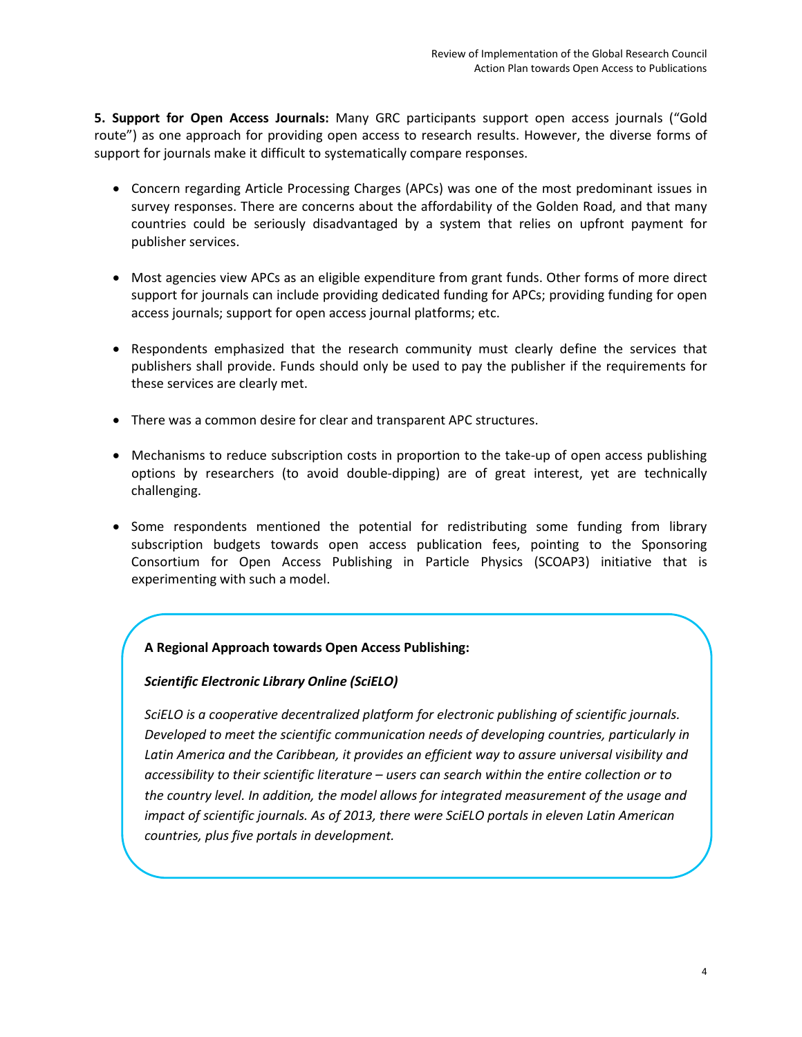**5. Support for Open Access Journals:** Many GRC participants support open access journals ("Gold route") as one approach for providing open access to research results. However, the diverse forms of support for journals make it difficult to systematically compare responses.

- Concern regarding Article Processing Charges (APCs) was one of the most predominant issues in survey responses. There are concerns about the affordability of the Golden Road, and that many countries could be seriously disadvantaged by a system that relies on upfront payment for publisher services.

- Most agencies view APCs as an eligible expenditure from grant funds. Other forms of more direct support for journals can include providing dedicated funding for APCs; providing funding for open access journals; support for open access journal platforms; etc.

- Respondents emphasized that the research community must clearly define the services that publishers shall provide. Funds should only be used to pay the publisher if the requirements for these services are clearly met.

- There was a common desire for clear and transparent APC structures.

- Mechanisms to reduce subscription costs in proportion to the take-up of open access publishing options by researchers (to avoid double-dipping) are of great interest, yet are technically challenging.

- Some respondents mentioned the potential for redistributing some funding from library subscription budgets towards open access publication fees, pointing to the Sponsoring Consortium for Open Access Publishing in Particle Physics (SCOAP3) initiative that is experimenting with such a model.

**A Regional Approach towards Open Access Publishing:**

***Scientific Electronic Library Online (SciELO)***

*SciELO is a cooperative decentralized platform for electronic publishing of scientific journals. Developed to meet the scientific communication needs of developing countries, particularly in Latin America and the Caribbean, it provides an efficient way to assure universal visibility and accessibility to their scientific literature – users can search within the entire collection or to the country level. In addition, the model allows for integrated measurement of the usage and impact of scientific journals. As of 2013, there were SciELO portals in eleven Latin American countries, plus five portals in development.*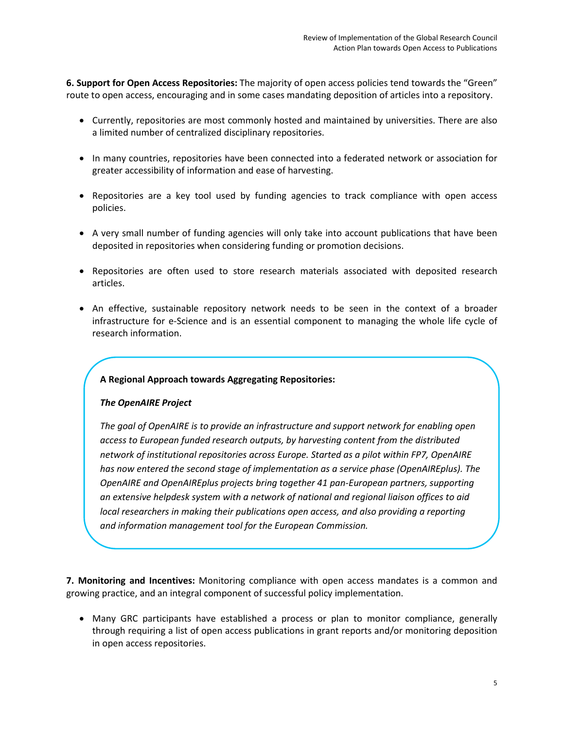**6. Support for Open Access Repositories:** The majority of open access policies tend towards the "Green" route to open access, encouraging and in some cases mandating deposition of articles into a repository.

- Currently, repositories are most commonly hosted and maintained by universities. There are also a limited number of centralized disciplinary repositories.
- In many countries, repositories have been connected into a federated network or association for greater accessibility of information and ease of harvesting.
- Repositories are a key tool used by funding agencies to track compliance with open access policies.
- A very small number of funding agencies will only take into account publications that have been deposited in repositories when considering funding or promotion decisions.
- Repositories are often used to store research materials associated with deposited research articles.
- An effective, sustainable repository network needs to be seen in the context of a broader infrastructure for e-Science and is an essential component to managing the whole life cycle of research information.

> **A Regional Approach towards Aggregating Repositories:**
>
> ***The OpenAIRE Project***
>
> *The goal of OpenAIRE is to provide an infrastructure and support network for enabling open access to European funded research outputs, by harvesting content from the distributed network of institutional repositories across Europe. Started as a pilot within FP7, OpenAIRE has now entered the second stage of implementation as a service phase (OpenAIREplus). The OpenAIRE and OpenAIREplus projects bring together 41 pan-European partners, supporting an extensive helpdesk system with a network of national and regional liaison offices to aid local researchers in making their publications open access, and also providing a reporting and information management tool for the European Commission.*

**7. Monitoring and Incentives:** Monitoring compliance with open access mandates is a common and growing practice, and an integral component of successful policy implementation.

- Many GRC participants have established a process or plan to monitor compliance, generally through requiring a list of open access publications in grant reports and/or monitoring deposition in open access repositories.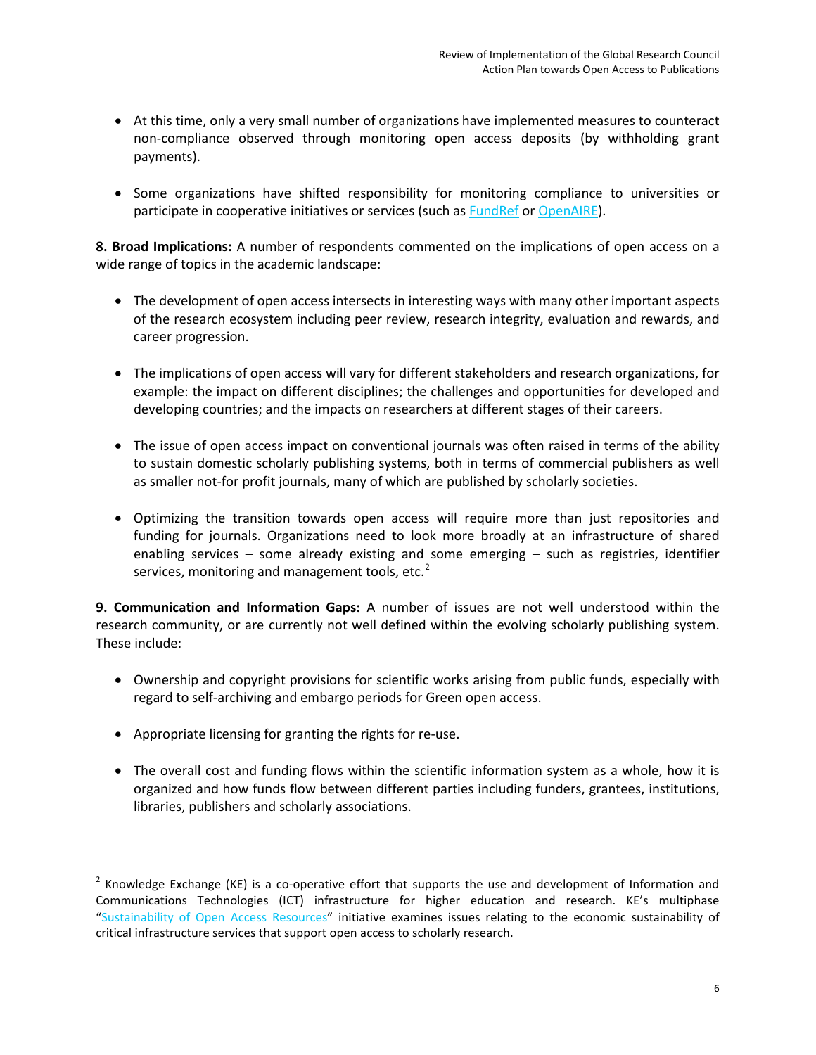- At this time, only a very small number of organizations have implemented measures to counteract non-compliance observed through monitoring open access deposits (by withholding grant payments).
- Some organizations have shifted responsibility for monitoring compliance to universities or participate in cooperative initiatives or services (such as FundRef or OpenAIRE).

**8. Broad Implications:** A number of respondents commented on the implications of open access on a wide range of topics in the academic landscape:

- The development of open access intersects in interesting ways with many other important aspects of the research ecosystem including peer review, research integrity, evaluation and rewards, and career progression.
- The implications of open access will vary for different stakeholders and research organizations, for example: the impact on different disciplines; the challenges and opportunities for developed and developing countries; and the impacts on researchers at different stages of their careers.
- The issue of open access impact on conventional journals was often raised in terms of the ability to sustain domestic scholarly publishing systems, both in terms of commercial publishers as well as smaller not-for profit journals, many of which are published by scholarly societies.
- Optimizing the transition towards open access will require more than just repositories and funding for journals. Organizations need to look more broadly at an infrastructure of shared enabling services – some already existing and some emerging – such as registries, identifier services, monitoring and management tools, etc.[2]

**9. Communication and Information Gaps:** A number of issues are not well understood within the research community, or are currently not well defined within the evolving scholarly publishing system. These include:

- Ownership and copyright provisions for scientific works arising from public funds, especially with regard to self-archiving and embargo periods for Green open access.
- Appropriate licensing for granting the rights for re-use.
- The overall cost and funding flows within the scientific information system as a whole, how it is organized and how funds flow between different parties including funders, grantees, institutions, libraries, publishers and scholarly associations.

[2] Knowledge Exchange (KE) is a co-operative effort that supports the use and development of Information and Communications Technologies (ICT) infrastructure for higher education and research. KE's multiphase "Sustainability of Open Access Resources" initiative examines issues relating to the economic sustainability of critical infrastructure services that support open access to scholarly research.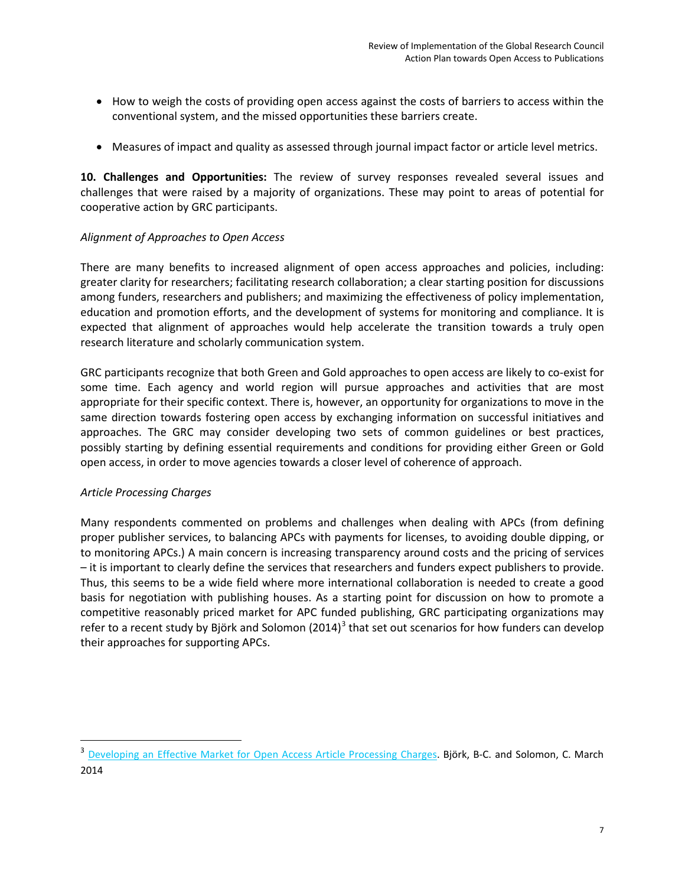- How to weigh the costs of providing open access against the costs of barriers to access within the conventional system, and the missed opportunities these barriers create.

- Measures of impact and quality as assessed through journal impact factor or article level metrics.

**10. Challenges and Opportunities:** The review of survey responses revealed several issues and challenges that were raised by a majority of organizations. These may point to areas of potential for cooperative action by GRC participants.

*Alignment of Approaches to Open Access*

There are many benefits to increased alignment of open access approaches and policies, including: greater clarity for researchers; facilitating research collaboration; a clear starting position for discussions among funders, researchers and publishers; and maximizing the effectiveness of policy implementation, education and promotion efforts, and the development of systems for monitoring and compliance. It is expected that alignment of approaches would help accelerate the transition towards a truly open research literature and scholarly communication system.

GRC participants recognize that both Green and Gold approaches to open access are likely to co-exist for some time. Each agency and world region will pursue approaches and activities that are most appropriate for their specific context. There is, however, an opportunity for organizations to move in the same direction towards fostering open access by exchanging information on successful initiatives and approaches. The GRC may consider developing two sets of common guidelines or best practices, possibly starting by defining essential requirements and conditions for providing either Green or Gold open access, in order to move agencies towards a closer level of coherence of approach.

*Article Processing Charges*

Many respondents commented on problems and challenges when dealing with APCs (from defining proper publisher services, to balancing APCs with payments for licenses, to avoiding double dipping, or to monitoring APCs.) A main concern is increasing transparency around costs and the pricing of services – it is important to clearly define the services that researchers and funders expect publishers to provide. Thus, this seems to be a wide field where more international collaboration is needed to create a good basis for negotiation with publishing houses. As a starting point for discussion on how to promote a competitive reasonably priced market for APC funded publishing, GRC participating organizations may refer to a recent study by Björk and Solomon (2014)[3] that set out scenarios for how funders can develop their approaches for supporting APCs.

---

[3] Developing an Effective Market for Open Access Article Processing Charges. Björk, B-C. and Solomon, C. March 2014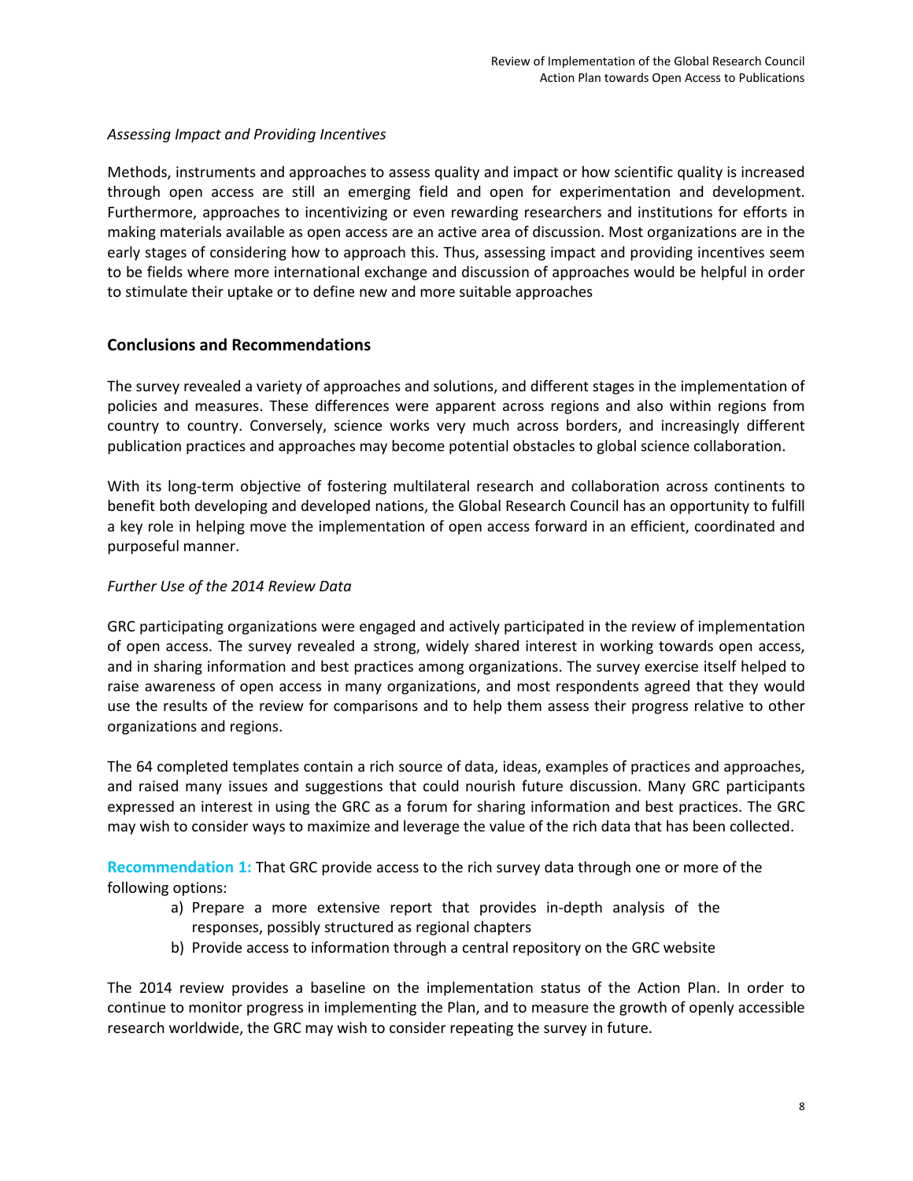*Assessing Impact and Providing Incentives*

Methods, instruments and approaches to assess quality and impact or how scientific quality is increased through open access are still an emerging field and open for experimentation and development. Furthermore, approaches to incentivizing or even rewarding researchers and institutions for efforts in making materials available as open access are an active area of discussion. Most organizations are in the early stages of considering how to approach this. Thus, assessing impact and providing incentives seem to be fields where more international exchange and discussion of approaches would be helpful in order to stimulate their uptake or to define new and more suitable approaches

## Conclusions and Recommendations

The survey revealed a variety of approaches and solutions, and different stages in the implementation of policies and measures. These differences were apparent across regions and also within regions from country to country. Conversely, science works very much across borders, and increasingly different publication practices and approaches may become potential obstacles to global science collaboration.

With its long-term objective of fostering multilateral research and collaboration across continents to benefit both developing and developed nations, the Global Research Council has an opportunity to fulfill a key role in helping move the implementation of open access forward in an efficient, coordinated and purposeful manner.

*Further Use of the 2014 Review Data*

GRC participating organizations were engaged and actively participated in the review of implementation of open access. The survey revealed a strong, widely shared interest in working towards open access, and in sharing information and best practices among organizations. The survey exercise itself helped to raise awareness of open access in many organizations, and most respondents agreed that they would use the results of the review for comparisons and to help them assess their progress relative to other organizations and regions.

The 64 completed templates contain a rich source of data, ideas, examples of practices and approaches, and raised many issues and suggestions that could nourish future discussion. Many GRC participants expressed an interest in using the GRC as a forum for sharing information and best practices. The GRC may wish to consider ways to maximize and leverage the value of the rich data that has been collected.

**Recommendation 1:** That GRC provide access to the rich survey data through one or more of the following options:

a) Prepare a more extensive report that provides in-depth analysis of the responses, possibly structured as regional chapters
b) Provide access to information through a central repository on the GRC website

The 2014 review provides a baseline on the implementation status of the Action Plan. In order to continue to monitor progress in implementing the Plan, and to measure the growth of openly accessible research worldwide, the GRC may wish to consider repeating the survey in future.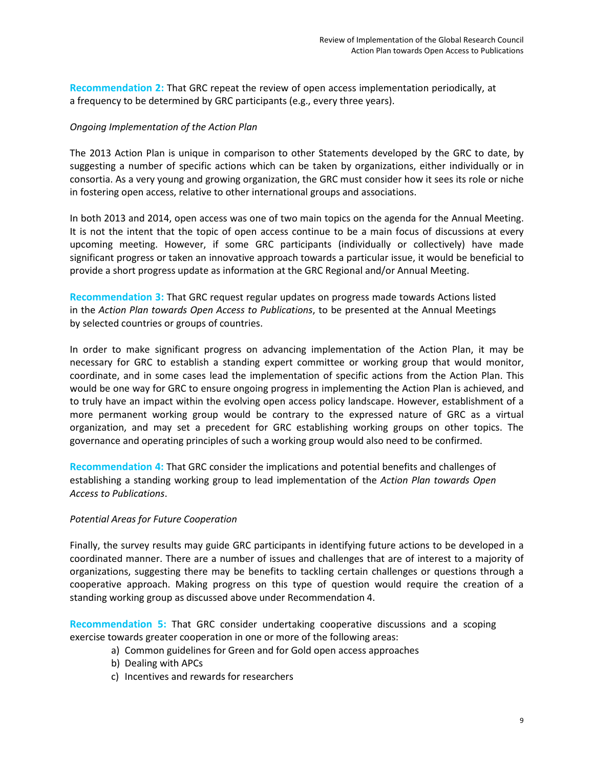**Recommendation 2:** That GRC repeat the review of open access implementation periodically, at a frequency to be determined by GRC participants (e.g., every three years).

*Ongoing Implementation of the Action Plan*

The 2013 Action Plan is unique in comparison to other Statements developed by the GRC to date, by suggesting a number of specific actions which can be taken by organizations, either individually or in consortia. As a very young and growing organization, the GRC must consider how it sees its role or niche in fostering open access, relative to other international groups and associations.

In both 2013 and 2014, open access was one of two main topics on the agenda for the Annual Meeting. It is not the intent that the topic of open access continue to be a main focus of discussions at every upcoming meeting. However, if some GRC participants (individually or collectively) have made significant progress or taken an innovative approach towards a particular issue, it would be beneficial to provide a short progress update as information at the GRC Regional and/or Annual Meeting.

**Recommendation 3:** That GRC request regular updates on progress made towards Actions listed in the *Action Plan towards Open Access to Publications*, to be presented at the Annual Meetings by selected countries or groups of countries.

In order to make significant progress on advancing implementation of the Action Plan, it may be necessary for GRC to establish a standing expert committee or working group that would monitor, coordinate, and in some cases lead the implementation of specific actions from the Action Plan. This would be one way for GRC to ensure ongoing progress in implementing the Action Plan is achieved, and to truly have an impact within the evolving open access policy landscape. However, establishment of a more permanent working group would be contrary to the expressed nature of GRC as a virtual organization, and may set a precedent for GRC establishing working groups on other topics. The governance and operating principles of such a working group would also need to be confirmed.

**Recommendation 4:** That GRC consider the implications and potential benefits and challenges of establishing a standing working group to lead implementation of the *Action Plan towards Open Access to Publications*.

*Potential Areas for Future Cooperation*

Finally, the survey results may guide GRC participants in identifying future actions to be developed in a coordinated manner. There are a number of issues and challenges that are of interest to a majority of organizations, suggesting there may be benefits to tackling certain challenges or questions through a cooperative approach. Making progress on this type of question would require the creation of a standing working group as discussed above under Recommendation 4.

**Recommendation 5:** That GRC consider undertaking cooperative discussions and a scoping exercise towards greater cooperation in one or more of the following areas:

a) Common guidelines for Green and for Gold open access approaches
b) Dealing with APCs
c) Incentives and rewards for researchers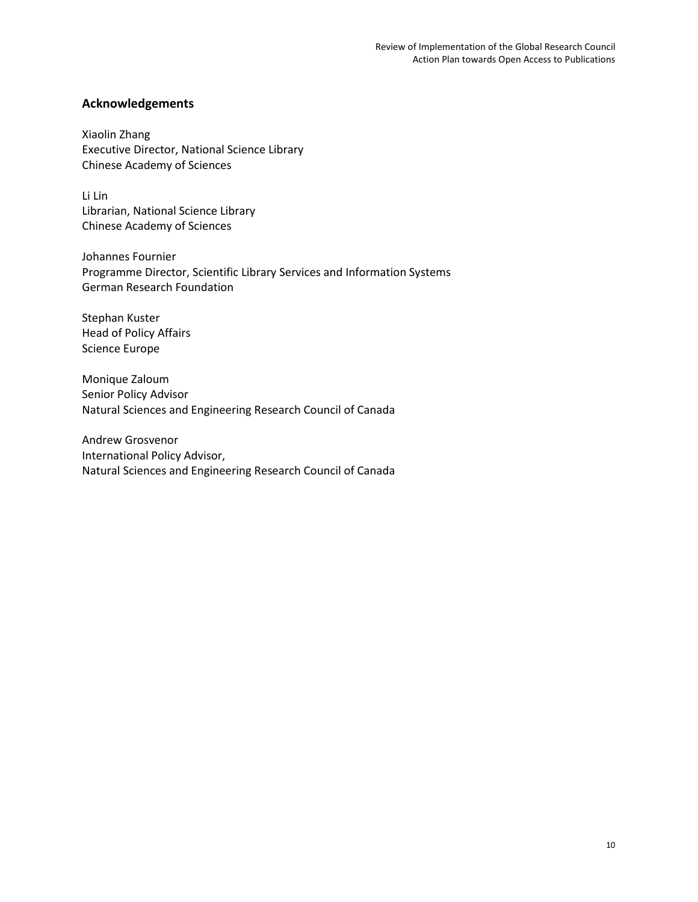## Acknowledgements

Xiaolin Zhang
Executive Director, National Science Library
Chinese Academy of Sciences

Li Lin
Librarian, National Science Library
Chinese Academy of Sciences

Johannes Fournier
Programme Director, Scientific Library Services and Information Systems
German Research Foundation

Stephan Kuster
Head of Policy Affairs
Science Europe

Monique Zaloum
Senior Policy Advisor
Natural Sciences and Engineering Research Council of Canada

Andrew Grosvenor
International Policy Advisor,
Natural Sciences and Engineering Research Council of Canada